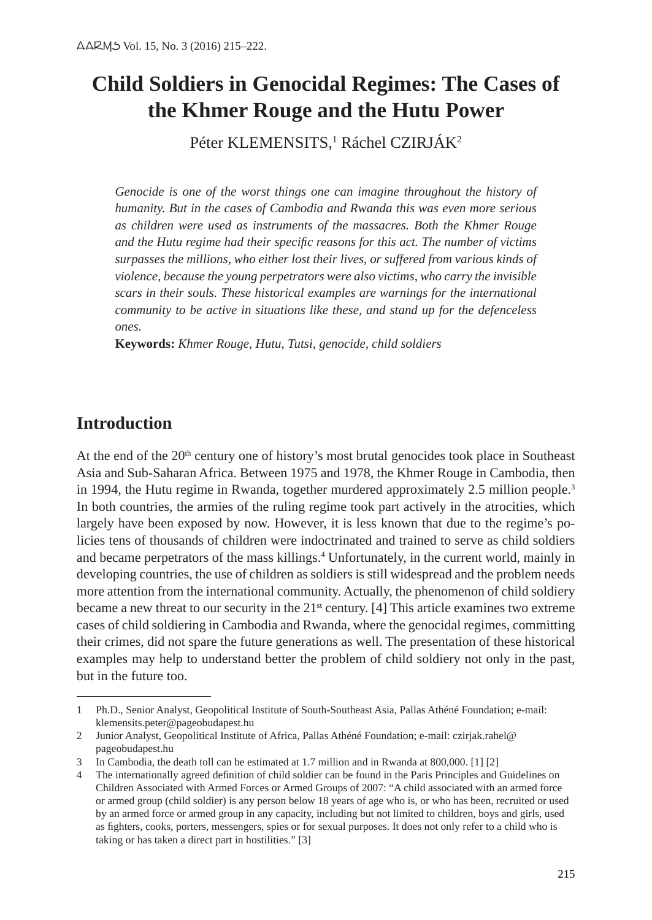# Child Soldiers in Genocidal Regimes: The Cases of the Khmer Rouge and the Hutu Power

Péter KLEMENSITS,[1] Ráchel CZIRJÁK[2]

*Genocide is one of the worst things one can imagine throughout the history of humanity. But in the cases of Cambodia and Rwanda this was even more serious as children were used as instruments of the massacres. Both the Khmer Rouge and the Hutu regime had their specific reasons for this act. The number of victims surpasses the millions, who either lost their lives, or suffered from various kinds of violence, because the young perpetrators were also victims, who carry the invisible scars in their souls. These historical examples are warnings for the international community to be active in situations like these, and stand up for the defenceless ones.*

**Keywords:** *Khmer Rouge, Hutu, Tutsi, genocide, child soldiers*

## Introduction

At the end of the 20th century one of history's most brutal genocides took place in Southeast Asia and Sub-Saharan Africa. Between 1975 and 1978, the Khmer Rouge in Cambodia, then in 1994, the Hutu regime in Rwanda, together murdered approximately 2.5 million people.[3] In both countries, the armies of the ruling regime took part actively in the atrocities, which largely have been exposed by now. However, it is less known that due to the regime's policies tens of thousands of children were indoctrinated and trained to serve as child soldiers and became perpetrators of the mass killings.[4] Unfortunately, in the current world, mainly in developing countries, the use of children as soldiers is still widespread and the problem needs more attention from the international community. Actually, the phenomenon of child soldiery became a new threat to our security in the 21st century. [4] This article examines two extreme cases of child soldiering in Cambodia and Rwanda, where the genocidal regimes, committing their crimes, did not spare the future generations as well. The presentation of these historical examples may help to understand better the problem of child soldiery not only in the past, but in the future too.

---

1 Ph.D., Senior Analyst, Geopolitical Institute of South-Southeast Asia, Pallas Athéné Foundation; e-mail: klemensits.peter@pageobudapest.hu

2 Junior Analyst, Geopolitical Institute of Africa, Pallas Athéné Foundation; e-mail: czirjak.rahel@pageobudapest.hu

3 In Cambodia, the death toll can be estimated at 1.7 million and in Rwanda at 800,000. [1] [2]

4 The internationally agreed definition of child soldier can be found in the Paris Principles and Guidelines on Children Associated with Armed Forces or Armed Groups of 2007: "A child associated with an armed force or armed group (child soldier) is any person below 18 years of age who is, or who has been, recruited or used by an armed force or armed group in any capacity, including but not limited to children, boys and girls, used as fighters, cooks, porters, messengers, spies or for sexual purposes. It does not only refer to a child who is taking or has taken a direct part in hostilities." [3]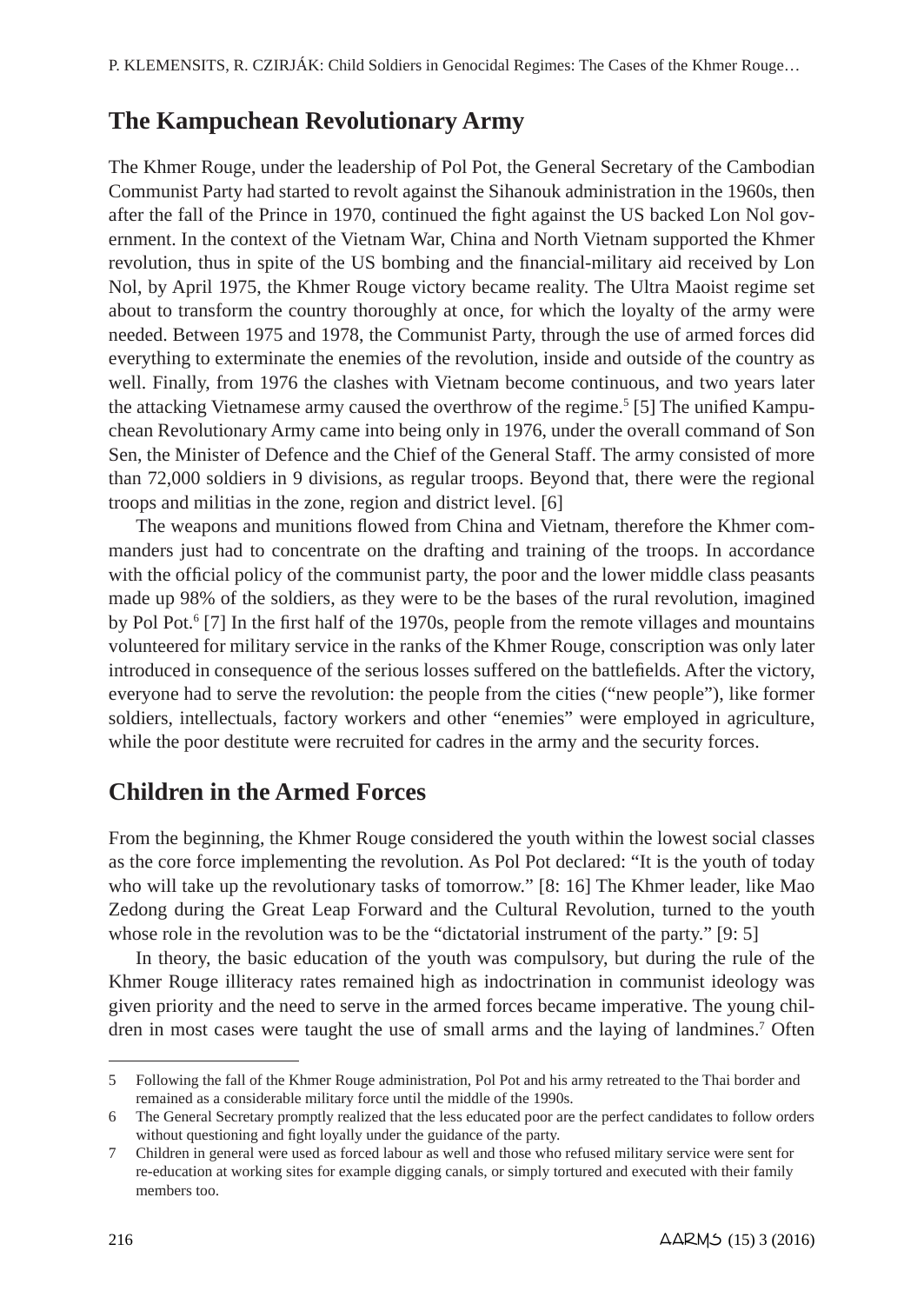## The Kampuchean Revolutionary Army

The Khmer Rouge, under the leadership of Pol Pot, the General Secretary of the Cambodian Communist Party had started to revolt against the Sihanouk administration in the 1960s, then after the fall of the Prince in 1970, continued the fight against the US backed Lon Nol government. In the context of the Vietnam War, China and North Vietnam supported the Khmer revolution, thus in spite of the US bombing and the financial-military aid received by Lon Nol, by April 1975, the Khmer Rouge victory became reality. The Ultra Maoist regime set about to transform the country thoroughly at once, for which the loyalty of the army were needed. Between 1975 and 1978, the Communist Party, through the use of armed forces did everything to exterminate the enemies of the revolution, inside and outside of the country as well. Finally, from 1976 the clashes with Vietnam become continuous, and two years later the attacking Vietnamese army caused the overthrow of the regime.[5] [5] The unified Kampuchean Revolutionary Army came into being only in 1976, under the overall command of Son Sen, the Minister of Defence and the Chief of the General Staff. The army consisted of more than 72,000 soldiers in 9 divisions, as regular troops. Beyond that, there were the regional troops and militias in the zone, region and district level. [6]

The weapons and munitions flowed from China and Vietnam, therefore the Khmer commanders just had to concentrate on the drafting and training of the troops. In accordance with the official policy of the communist party, the poor and the lower middle class peasants made up 98% of the soldiers, as they were to be the bases of the rural revolution, imagined by Pol Pot.[6] [7] In the first half of the 1970s, people from the remote villages and mountains volunteered for military service in the ranks of the Khmer Rouge, conscription was only later introduced in consequence of the serious losses suffered on the battlefields. After the victory, everyone had to serve the revolution: the people from the cities ("new people"), like former soldiers, intellectuals, factory workers and other "enemies" were employed in agriculture, while the poor destitute were recruited for cadres in the army and the security forces.

## Children in the Armed Forces

From the beginning, the Khmer Rouge considered the youth within the lowest social classes as the core force implementing the revolution. As Pol Pot declared: "It is the youth of today who will take up the revolutionary tasks of tomorrow." [8: 16] The Khmer leader, like Mao Zedong during the Great Leap Forward and the Cultural Revolution, turned to the youth whose role in the revolution was to be the "dictatorial instrument of the party." [9: 5]

In theory, the basic education of the youth was compulsory, but during the rule of the Khmer Rouge illiteracy rates remained high as indoctrination in communist ideology was given priority and the need to serve in the armed forces became imperative. The young children in most cases were taught the use of small arms and the laying of landmines.[7] Often

---

5 Following the fall of the Khmer Rouge administration, Pol Pot and his army retreated to the Thai border and remained as a considerable military force until the middle of the 1990s.

6 The General Secretary promptly realized that the less educated poor are the perfect candidates to follow orders without questioning and fight loyally under the guidance of the party.

7 Children in general were used as forced labour as well and those who refused military service were sent for re-education at working sites for example digging canals, or simply tortured and executed with their family members too.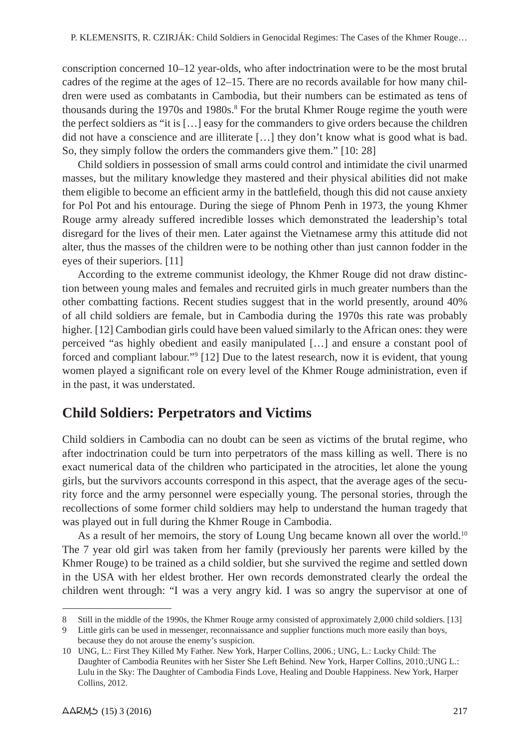conscription concerned 10–12 year-olds, who after indoctrination were to be the most brutal cadres of the regime at the ages of 12–15. There are no records available for how many children were used as combatants in Cambodia, but their numbers can be estimated as tens of thousands during the 1970s and 1980s.[8] For the brutal Khmer Rouge regime the youth were the perfect soldiers as "it is […] easy for the commanders to give orders because the children did not have a conscience and are illiterate […] they don't know what is good what is bad. So, they simply follow the orders the commanders give them." [10: 28]

Child soldiers in possession of small arms could control and intimidate the civil unarmed masses, but the military knowledge they mastered and their physical abilities did not make them eligible to become an efficient army in the battlefield, though this did not cause anxiety for Pol Pot and his entourage. During the siege of Phnom Penh in 1973, the young Khmer Rouge army already suffered incredible losses which demonstrated the leadership's total disregard for the lives of their men. Later against the Vietnamese army this attitude did not alter, thus the masses of the children were to be nothing other than just cannon fodder in the eyes of their superiors. [11]

According to the extreme communist ideology, the Khmer Rouge did not draw distinction between young males and females and recruited girls in much greater numbers than the other combatting factions. Recent studies suggest that in the world presently, around 40% of all child soldiers are female, but in Cambodia during the 1970s this rate was probably higher. [12] Cambodian girls could have been valued similarly to the African ones: they were perceived "as highly obedient and easily manipulated […] and ensure a constant pool of forced and compliant labour."[9] [12] Due to the latest research, now it is evident, that young women played a significant role on every level of the Khmer Rouge administration, even if in the past, it was understated.

## Child Soldiers: Perpetrators and Victims

Child soldiers in Cambodia can no doubt can be seen as victims of the brutal regime, who after indoctrination could be turn into perpetrators of the mass killing as well. There is no exact numerical data of the children who participated in the atrocities, let alone the young girls, but the survivors accounts correspond in this aspect, that the average ages of the security force and the army personnel were especially young. The personal stories, through the recollections of some former child soldiers may help to understand the human tragedy that was played out in full during the Khmer Rouge in Cambodia.

As a result of her memoirs, the story of Loung Ung became known all over the world.[10] The 7 year old girl was taken from her family (previously her parents were killed by the Khmer Rouge) to be trained as a child soldier, but she survived the regime and settled down in the USA with her eldest brother. Her own records demonstrated clearly the ordeal the children went through: "I was a very angry kid. I was so angry the supervisor at one of

---

8 Still in the middle of the 1990s, the Khmer Rouge army consisted of approximately 2,000 child soldiers. [13]

9 Little girls can be used in messenger, reconnaissance and supplier functions much more easily than boys, because they do not arouse the enemy's suspicion.

10 UNG, L.: First They Killed My Father. New York, Harper Collins, 2006.; UNG, L.: Lucky Child: The Daughter of Cambodia Reunites with her Sister She Left Behind. New York, Harper Collins, 2010.;UNG L.: Lulu in the Sky: The Daughter of Cambodia Finds Love, Healing and Double Happiness. New York, Harper Collins, 2012.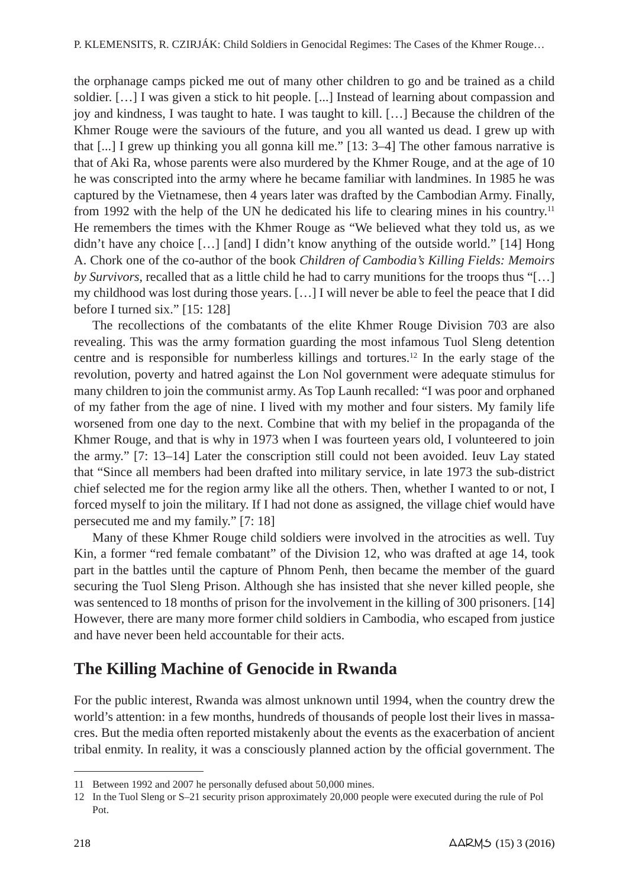the orphanage camps picked me out of many other children to go and be trained as a child soldier. […] I was given a stick to hit people. [...] Instead of learning about compassion and joy and kindness, I was taught to hate. I was taught to kill. […] Because the children of the Khmer Rouge were the saviours of the future, and you all wanted us dead. I grew up with that [...] I grew up thinking you all gonna kill me." [13: 3–4] The other famous narrative is that of Aki Ra, whose parents were also murdered by the Khmer Rouge, and at the age of 10 he was conscripted into the army where he became familiar with landmines. In 1985 he was captured by the Vietnamese, then 4 years later was drafted by the Cambodian Army. Finally, from 1992 with the help of the UN he dedicated his life to clearing mines in his country.[11] He remembers the times with the Khmer Rouge as "We believed what they told us, as we didn't have any choice […] [and] I didn't know anything of the outside world." [14] Hong A. Chork one of the co-author of the book *Children of Cambodia's Killing Fields: Memoirs by Survivors*, recalled that as a little child he had to carry munitions for the troops thus "[…] my childhood was lost during those years. […] I will never be able to feel the peace that I did before I turned six." [15: 128]

The recollections of the combatants of the elite Khmer Rouge Division 703 are also revealing. This was the army formation guarding the most infamous Tuol Sleng detention centre and is responsible for numberless killings and tortures.[12] In the early stage of the revolution, poverty and hatred against the Lon Nol government were adequate stimulus for many children to join the communist army. As Top Launh recalled: "I was poor and orphaned of my father from the age of nine. I lived with my mother and four sisters. My family life worsened from one day to the next. Combine that with my belief in the propaganda of the Khmer Rouge, and that is why in 1973 when I was fourteen years old, I volunteered to join the army." [7: 13–14] Later the conscription still could not been avoided. Ieuv Lay stated that "Since all members had been drafted into military service, in late 1973 the sub-district chief selected me for the region army like all the others. Then, whether I wanted to or not, I forced myself to join the military. If I had not done as assigned, the village chief would have persecuted me and my family." [7: 18]

Many of these Khmer Rouge child soldiers were involved in the atrocities as well. Tuy Kin, a former "red female combatant" of the Division 12, who was drafted at age 14, took part in the battles until the capture of Phnom Penh, then became the member of the guard securing the Tuol Sleng Prison. Although she has insisted that she never killed people, she was sentenced to 18 months of prison for the involvement in the killing of 300 prisoners. [14] However, there are many more former child soldiers in Cambodia, who escaped from justice and have never been held accountable for their acts.

## The Killing Machine of Genocide in Rwanda

For the public interest, Rwanda was almost unknown until 1994, when the country drew the world's attention: in a few months, hundreds of thousands of people lost their lives in massacres. But the media often reported mistakenly about the events as the exacerbation of ancient tribal enmity. In reality, it was a consciously planned action by the official government. The

---

11 Between 1992 and 2007 he personally defused about 50,000 mines.

12 In the Tuol Sleng or S–21 security prison approximately 20,000 people were executed during the rule of Pol Pot.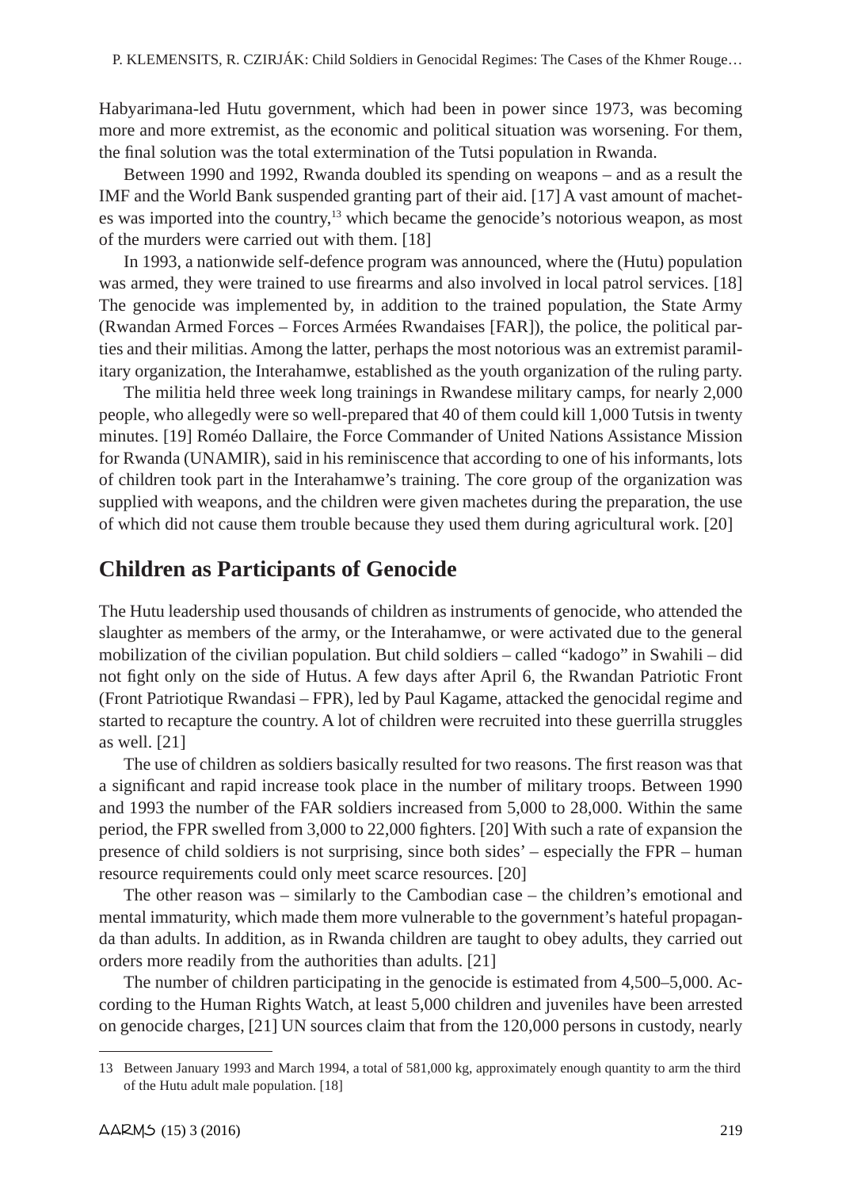Habyarimana-led Hutu government, which had been in power since 1973, was becoming more and more extremist, as the economic and political situation was worsening. For them, the final solution was the total extermination of the Tutsi population in Rwanda.

Between 1990 and 1992, Rwanda doubled its spending on weapons – and as a result the IMF and the World Bank suspended granting part of their aid. [17] A vast amount of machetes was imported into the country,[13] which became the genocide's notorious weapon, as most of the murders were carried out with them. [18]

In 1993, a nationwide self-defence program was announced, where the (Hutu) population was armed, they were trained to use firearms and also involved in local patrol services. [18] The genocide was implemented by, in addition to the trained population, the State Army (Rwandan Armed Forces – Forces Armées Rwandaises [FAR]), the police, the political parties and their militias. Among the latter, perhaps the most notorious was an extremist paramilitary organization, the Interahamwe, established as the youth organization of the ruling party.

The militia held three week long trainings in Rwandese military camps, for nearly 2,000 people, who allegedly were so well-prepared that 40 of them could kill 1,000 Tutsis in twenty minutes. [19] Roméo Dallaire, the Force Commander of United Nations Assistance Mission for Rwanda (UNAMIR), said in his reminiscence that according to one of his informants, lots of children took part in the Interahamwe's training. The core group of the organization was supplied with weapons, and the children were given machetes during the preparation, the use of which did not cause them trouble because they used them during agricultural work. [20]

## Children as Participants of Genocide

The Hutu leadership used thousands of children as instruments of genocide, who attended the slaughter as members of the army, or the Interahamwe, or were activated due to the general mobilization of the civilian population. But child soldiers – called "kadogo" in Swahili – did not fight only on the side of Hutus. A few days after April 6, the Rwandan Patriotic Front (Front Patriotique Rwandasi – FPR), led by Paul Kagame, attacked the genocidal regime and started to recapture the country. A lot of children were recruited into these guerrilla struggles as well. [21]

The use of children as soldiers basically resulted for two reasons. The first reason was that a significant and rapid increase took place in the number of military troops. Between 1990 and 1993 the number of the FAR soldiers increased from 5,000 to 28,000. Within the same period, the FPR swelled from 3,000 to 22,000 fighters. [20] With such a rate of expansion the presence of child soldiers is not surprising, since both sides' – especially the FPR – human resource requirements could only meet scarce resources. [20]

The other reason was – similarly to the Cambodian case – the children's emotional and mental immaturity, which made them more vulnerable to the government's hateful propaganda than adults. In addition, as in Rwanda children are taught to obey adults, they carried out orders more readily from the authorities than adults. [21]

The number of children participating in the genocide is estimated from 4,500–5,000. According to the Human Rights Watch, at least 5,000 children and juveniles have been arrested on genocide charges, [21] UN sources claim that from the 120,000 persons in custody, nearly

---

13 Between January 1993 and March 1994, a total of 581,000 kg, approximately enough quantity to arm the third of the Hutu adult male population. [18]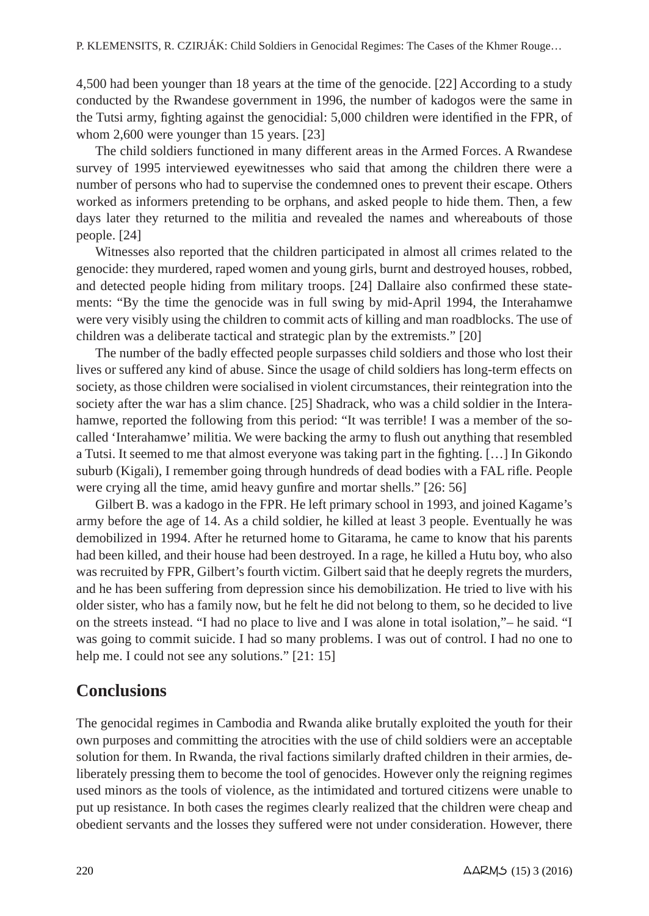4,500 had been younger than 18 years at the time of the genocide. [22] According to a study conducted by the Rwandese government in 1996, the number of kadogos were the same in the Tutsi army, fighting against the genocidial: 5,000 children were identified in the FPR, of whom 2,600 were younger than 15 years. [23]

The child soldiers functioned in many different areas in the Armed Forces. A Rwandese survey of 1995 interviewed eyewitnesses who said that among the children there were a number of persons who had to supervise the condemned ones to prevent their escape. Others worked as informers pretending to be orphans, and asked people to hide them. Then, a few days later they returned to the militia and revealed the names and whereabouts of those people. [24]

Witnesses also reported that the children participated in almost all crimes related to the genocide: they murdered, raped women and young girls, burnt and destroyed houses, robbed, and detected people hiding from military troops. [24] Dallaire also confirmed these statements: "By the time the genocide was in full swing by mid-April 1994, the Interahamwe were very visibly using the children to commit acts of killing and man roadblocks. The use of children was a deliberate tactical and strategic plan by the extremists." [20]

The number of the badly effected people surpasses child soldiers and those who lost their lives or suffered any kind of abuse. Since the usage of child soldiers has long-term effects on society, as those children were socialised in violent circumstances, their reintegration into the society after the war has a slim chance. [25] Shadrack, who was a child soldier in the Interahamwe, reported the following from this period: "It was terrible! I was a member of the so-called 'Interahamwe' militia. We were backing the army to flush out anything that resembled a Tutsi. It seemed to me that almost everyone was taking part in the fighting. […] In Gikondo suburb (Kigali), I remember going through hundreds of dead bodies with a FAL rifle. People were crying all the time, amid heavy gunfire and mortar shells." [26: 56]

Gilbert B. was a kadogo in the FPR. He left primary school in 1993, and joined Kagame's army before the age of 14. As a child soldier, he killed at least 3 people. Eventually he was demobilized in 1994. After he returned home to Gitarama, he came to know that his parents had been killed, and their house had been destroyed. In a rage, he killed a Hutu boy, who also was recruited by FPR, Gilbert's fourth victim. Gilbert said that he deeply regrets the murders, and he has been suffering from depression since his demobilization. He tried to live with his older sister, who has a family now, but he felt he did not belong to them, so he decided to live on the streets instead. "I had no place to live and I was alone in total isolation,"– he said. "I was going to commit suicide. I had so many problems. I was out of control. I had no one to help me. I could not see any solutions." [21: 15]

## Conclusions

The genocidal regimes in Cambodia and Rwanda alike brutally exploited the youth for their own purposes and committing the atrocities with the use of child soldiers were an acceptable solution for them. In Rwanda, the rival factions similarly drafted children in their armies, deliberately pressing them to become the tool of genocides. However only the reigning regimes used minors as the tools of violence, as the intimidated and tortured citizens were unable to put up resistance. In both cases the regimes clearly realized that the children were cheap and obedient servants and the losses they suffered were not under consideration. However, there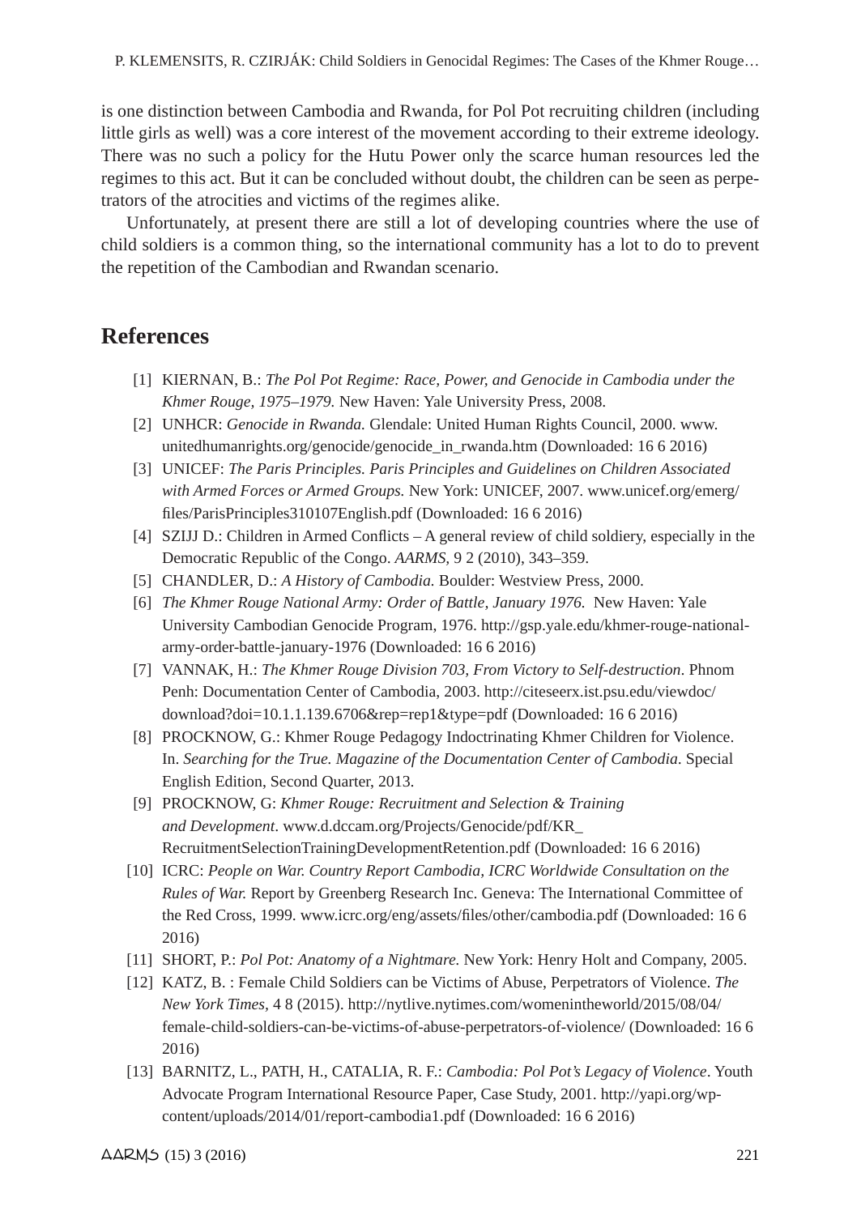is one distinction between Cambodia and Rwanda, for Pol Pot recruiting children (including little girls as well) was a core interest of the movement according to their extreme ideology. There was no such a policy for the Hutu Power only the scarce human resources led the regimes to this act. But it can be concluded without doubt, the children can be seen as perpetrators of the atrocities and victims of the regimes alike.

Unfortunately, at present there are still a lot of developing countries where the use of child soldiers is a common thing, so the international community has a lot to do to prevent the repetition of the Cambodian and Rwandan scenario.

## References

[1] KIERNAN, B.: *The Pol Pot Regime: Race, Power, and Genocide in Cambodia under the Khmer Rouge, 1975–1979.* New Haven: Yale University Press, 2008.

[2] UNHCR: *Genocide in Rwanda.* Glendale: United Human Rights Council, 2000. www.unitedhumanrights.org/genocide/genocide_in_rwanda.htm (Downloaded: 16 6 2016)

[3] UNICEF: *The Paris Principles. Paris Principles and Guidelines on Children Associated with Armed Forces or Armed Groups.* New York: UNICEF, 2007. www.unicef.org/emerg/files/ParisPrinciples310107English.pdf (Downloaded: 16 6 2016)

[4] SZIJJ D.: Children in Armed Conflicts – A general review of child soldiery, especially in the Democratic Republic of the Congo. *AARMS,* 9 2 (2010), 343–359.

[5] CHANDLER, D.: *A History of Cambodia.* Boulder: Westview Press, 2000.

[6] *The Khmer Rouge National Army: Order of Battle, January 1976.* New Haven: Yale University Cambodian Genocide Program, 1976. http://gsp.yale.edu/khmer-rouge-national-army-order-battle-january-1976 (Downloaded: 16 6 2016)

[7] VANNAK, H.: *The Khmer Rouge Division 703, From Victory to Self-destruction*. Phnom Penh: Documentation Center of Cambodia, 2003. http://citeseerx.ist.psu.edu/viewdoc/download?doi=10.1.1.139.6706&rep=rep1&type=pdf (Downloaded: 16 6 2016)

[8] PROCKNOW, G.: Khmer Rouge Pedagogy Indoctrinating Khmer Children for Violence. In. *Searching for the True. Magazine of the Documentation Center of Cambodia*. Special English Edition, Second Quarter, 2013.

[9] PROCKNOW, G: *Khmer Rouge: Recruitment and Selection & Training and Development*. www.d.dccam.org/Projects/Genocide/pdf/KR_RecruitmentSelectionTrainingDevelopmentRetention.pdf (Downloaded: 16 6 2016)

[10] ICRC: *People on War. Country Report Cambodia, ICRC Worldwide Consultation on the Rules of War.* Report by Greenberg Research Inc. Geneva: The International Committee of the Red Cross, 1999. www.icrc.org/eng/assets/files/other/cambodia.pdf (Downloaded: 16 6 2016)

[11] SHORT, P.: *Pol Pot: Anatomy of a Nightmare.* New York: Henry Holt and Company, 2005.

[12] KATZ, B. : Female Child Soldiers can be Victims of Abuse, Perpetrators of Violence. *The New York Times*, 4 8 (2015). http://nytlive.nytimes.com/womenintheworld/2015/08/04/female-child-soldiers-can-be-victims-of-abuse-perpetrators-of-violence/ (Downloaded: 16 6 2016)

[13] BARNITZ, L., PATH, H., CATALIA, R. F.: *Cambodia: Pol Pot's Legacy of Violence*. Youth Advocate Program International Resource Paper, Case Study, 2001. http://yapi.org/wp-content/uploads/2014/01/report-cambodia1.pdf (Downloaded: 16 6 2016)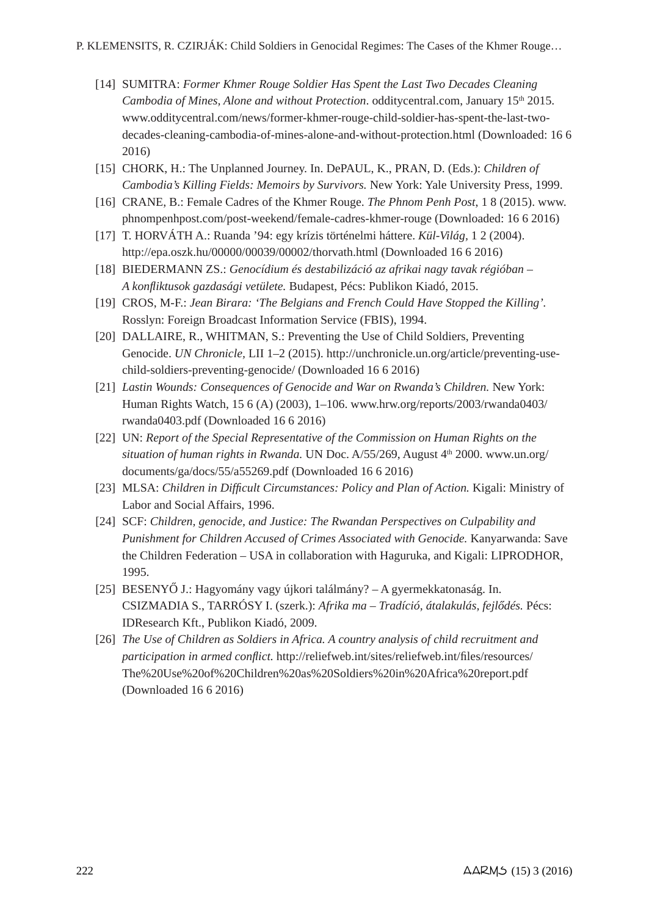[14] SUMITRA: *Former Khmer Rouge Soldier Has Spent the Last Two Decades Cleaning Cambodia of Mines, Alone and without Protection*. odditycentral.com, January 15th 2015. www.odditycentral.com/news/former-khmer-rouge-child-soldier-has-spent-the-last-two-decades-cleaning-cambodia-of-mines-alone-and-without-protection.html (Downloaded: 16 6 2016)

[15] CHORK, H.: The Unplanned Journey. In. DePAUL, K., PRAN, D. (Eds.): *Children of Cambodia's Killing Fields: Memoirs by Survivors.* New York: Yale University Press, 1999.

[16] CRANE, B.: Female Cadres of the Khmer Rouge. *The Phnom Penh Post*, 1 8 (2015). www.phnompenhpost.com/post-weekend/female-cadres-khmer-rouge (Downloaded: 16 6 2016)

[17] T. HORVÁTH A.: Ruanda '94: egy krízis történelmi háttere. *Kül-Világ*, 1 2 (2004). http://epa.oszk.hu/00000/00039/00002/thorvath.html (Downloaded 16 6 2016)

[18] BIEDERMANN ZS.: *Genocídium és destabilizáció az afrikai nagy tavak régióban – A konfliktusok gazdasági vetülete.* Budapest, Pécs: Publikon Kiadó, 2015.

[19] CROS, M-F.: *Jean Birara: 'The Belgians and French Could Have Stopped the Killing'*. Rosslyn: Foreign Broadcast Information Service (FBIS), 1994.

[20] DALLAIRE, R., WHITMAN, S.: Preventing the Use of Child Soldiers, Preventing Genocide. *UN Chronicle*, LII 1–2 (2015). http://unchronicle.un.org/article/preventing-use-child-soldiers-preventing-genocide/ (Downloaded 16 6 2016)

[21] *Lastin Wounds: Consequences of Genocide and War on Rwanda's Children.* New York: Human Rights Watch, 15 6 (A) (2003), 1–106. www.hrw.org/reports/2003/rwanda0403/rwanda0403.pdf (Downloaded 16 6 2016)

[22] UN: *Report of the Special Representative of the Commission on Human Rights on the situation of human rights in Rwanda.* UN Doc. A/55/269, August 4th 2000. www.un.org/documents/ga/docs/55/a55269.pdf (Downloaded 16 6 2016)

[23] MLSA: *Children in Difficult Circumstances: Policy and Plan of Action.* Kigali: Ministry of Labor and Social Affairs, 1996.

[24] SCF: *Children, genocide, and Justice: The Rwandan Perspectives on Culpability and Punishment for Children Accused of Crimes Associated with Genocide.* Kanyarwanda: Save the Children Federation – USA in collaboration with Haguruka, and Kigali: LIPRODHOR, 1995.

[25] BESENYŐ J.: Hagyomány vagy újkori találmány? – A gyermekkatonaság. In. CSIZMADIA S., TARRÓSY I. (szerk.): *Afrika ma – Tradíció, átalakulás, fejlődés.* Pécs: IDResearch Kft., Publikon Kiadó, 2009.

[26] *The Use of Children as Soldiers in Africa. A country analysis of child recruitment and participation in armed conflict.* http://reliefweb.int/sites/reliefweb.int/files/resources/The%20Use%20of%20Children%20as%20Soldiers%20in%20Africa%20report.pdf (Downloaded 16 6 2016)